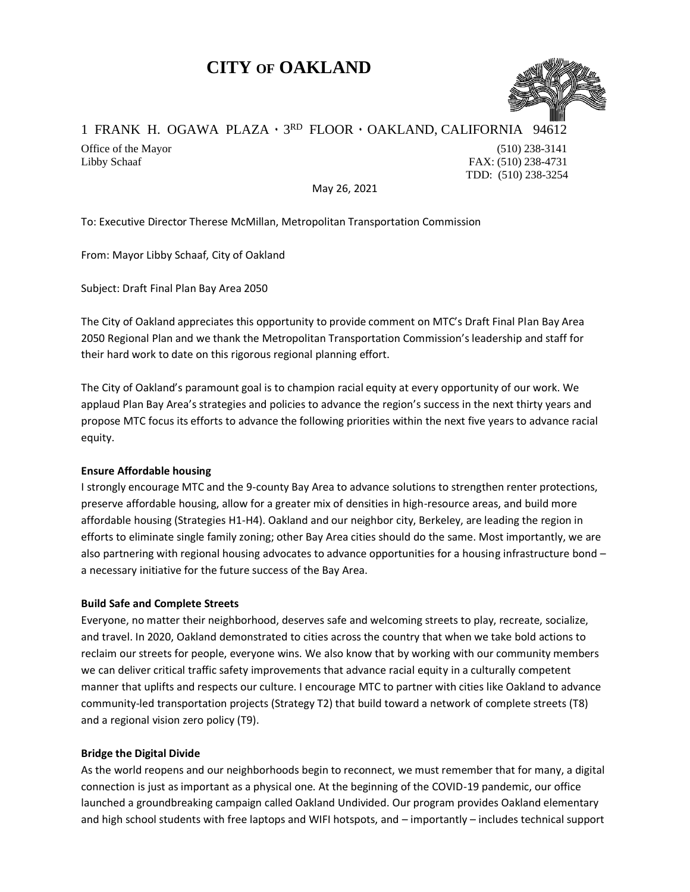# CITY OF OAKLAND

1 FRANK H. OGAWA PLAZA · 3RD FLOOR · OAKLAND, CALIFORNIA 94612

Office of the Mayor
Libby Schaaf

(510) 238-3141
FAX: (510) 238-4731
TDD: (510) 238-3254

May 26, 2021

To: Executive Director Therese McMillan, Metropolitan Transportation Commission

From: Mayor Libby Schaaf, City of Oakland

Subject: Draft Final Plan Bay Area 2050

The City of Oakland appreciates this opportunity to provide comment on MTC's Draft Final Plan Bay Area 2050 Regional Plan and we thank the Metropolitan Transportation Commission's leadership and staff for their hard work to date on this rigorous regional planning effort.

The City of Oakland's paramount goal is to champion racial equity at every opportunity of our work. We applaud Plan Bay Area's strategies and policies to advance the region's success in the next thirty years and propose MTC focus its efforts to advance the following priorities within the next five years to advance racial equity.

**Ensure Affordable housing**

I strongly encourage MTC and the 9-county Bay Area to advance solutions to strengthen renter protections, preserve affordable housing, allow for a greater mix of densities in high-resource areas, and build more affordable housing (Strategies H1-H4). Oakland and our neighbor city, Berkeley, are leading the region in efforts to eliminate single family zoning; other Bay Area cities should do the same. Most importantly, we are also partnering with regional housing advocates to advance opportunities for a housing infrastructure bond – a necessary initiative for the future success of the Bay Area.

**Build Safe and Complete Streets**

Everyone, no matter their neighborhood, deserves safe and welcoming streets to play, recreate, socialize, and travel. In 2020, Oakland demonstrated to cities across the country that when we take bold actions to reclaim our streets for people, everyone wins. We also know that by working with our community members we can deliver critical traffic safety improvements that advance racial equity in a culturally competent manner that uplifts and respects our culture. I encourage MTC to partner with cities like Oakland to advance community-led transportation projects (Strategy T2) that build toward a network of complete streets (T8) and a regional vision zero policy (T9).

**Bridge the Digital Divide**

As the world reopens and our neighborhoods begin to reconnect, we must remember that for many, a digital connection is just as important as a physical one. At the beginning of the COVID-19 pandemic, our office launched a groundbreaking campaign called Oakland Undivided. Our program provides Oakland elementary and high school students with free laptops and WIFI hotspots, and – importantly – includes technical support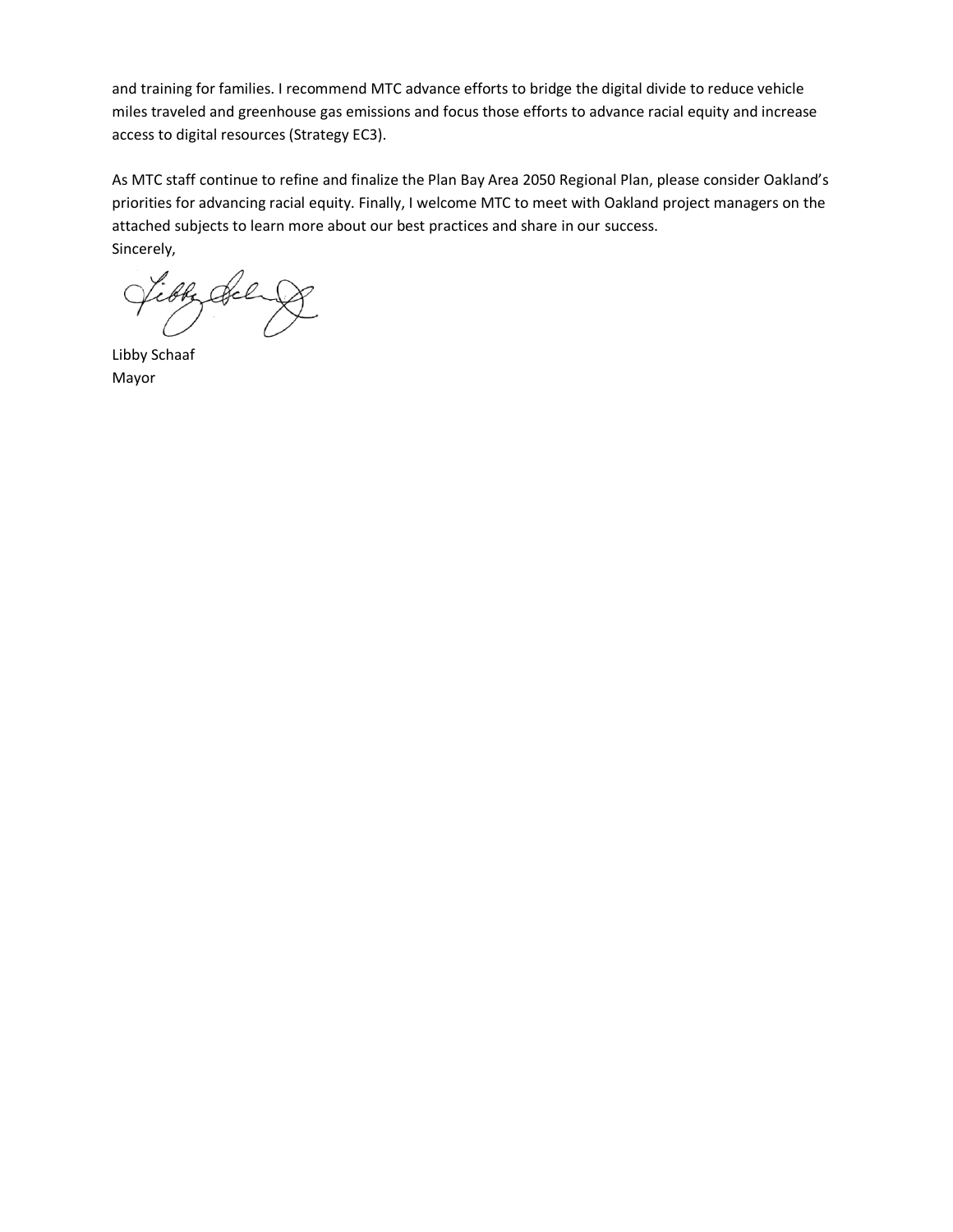and training for families. I recommend MTC advance efforts to bridge the digital divide to reduce vehicle miles traveled and greenhouse gas emissions and focus those efforts to advance racial equity and increase access to digital resources (Strategy EC3).

As MTC staff continue to refine and finalize the Plan Bay Area 2050 Regional Plan, please consider Oakland's priorities for advancing racial equity. Finally, I welcome MTC to meet with Oakland project managers on the attached subjects to learn more about our best practices and share in our success.

Sincerely,

Libby Schaaf
Mayor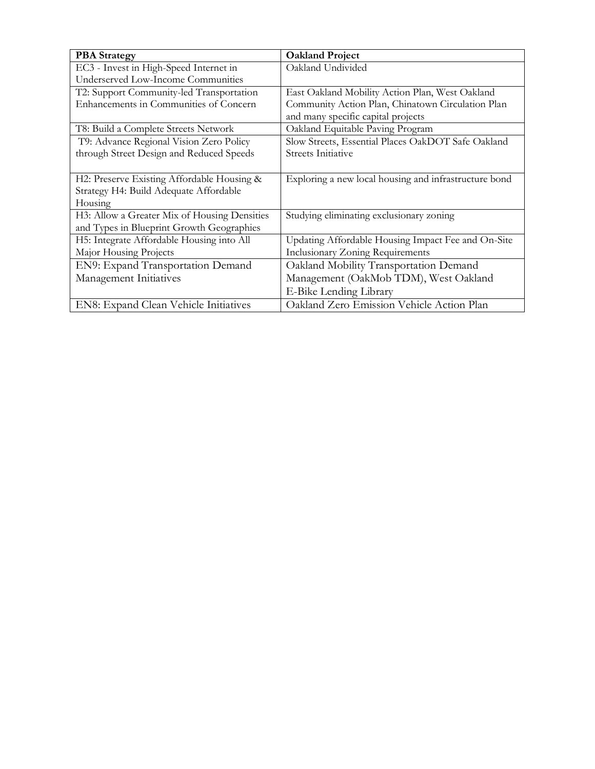| **PBA Strategy** | **Oakland Project** |
|---|---|
| EC3 - Invest in High-Speed Internet in Underserved Low-Income Communities | Oakland Undivided |
| T2: Support Community-led Transportation Enhancements in Communities of Concern | East Oakland Mobility Action Plan, West Oakland Community Action Plan, Chinatown Circulation Plan and many specific capital projects |
| T8: Build a Complete Streets Network | Oakland Equitable Paving Program |
| T9: Advance Regional Vision Zero Policy through Street Design and Reduced Speeds | Slow Streets, Essential Places OakDOT Safe Oakland Streets Initiative |
| H2: Preserve Existing Affordable Housing & Strategy H4: Build Adequate Affordable Housing | Exploring a new local housing and infrastructure bond |
| H3: Allow a Greater Mix of Housing Densities and Types in Blueprint Growth Geographies | Studying eliminating exclusionary zoning |
| H5: Integrate Affordable Housing into All Major Housing Projects | Updating Affordable Housing Impact Fee and On-Site Inclusionary Zoning Requirements |
| EN9: Expand Transportation Demand Management Initiatives | Oakland Mobility Transportation Demand Management (OakMob TDM), West Oakland E-Bike Lending Library |
| EN8: Expand Clean Vehicle Initiatives | Oakland Zero Emission Vehicle Action Plan |